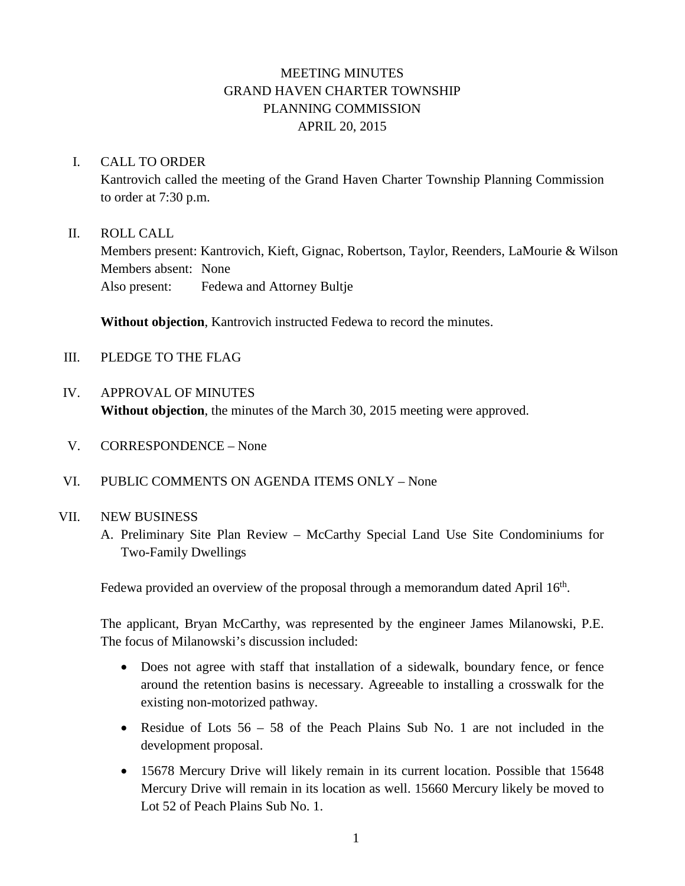# MEETING MINUTES
## GRAND HAVEN CHARTER TOWNSHIP
## PLANNING COMMISSION
## APRIL 20, 2015

I. CALL TO ORDER

Kantrovich called the meeting of the Grand Haven Charter Township Planning Commission to order at 7:30 p.m.

II. ROLL CALL

Members present: Kantrovich, Kieft, Gignac, Robertson, Taylor, Reenders, LaMourie & Wilson
Members absent: None
Also present: Fedewa and Attorney Bultje

**Without objection**, Kantrovich instructed Fedewa to record the minutes.

III. PLEDGE TO THE FLAG

IV. APPROVAL OF MINUTES

**Without objection**, the minutes of the March 30, 2015 meeting were approved.

V. CORRESPONDENCE – None

VI. PUBLIC COMMENTS ON AGENDA ITEMS ONLY – None

VII. NEW BUSINESS

A. Preliminary Site Plan Review – McCarthy Special Land Use Site Condominiums for Two-Family Dwellings

Fedewa provided an overview of the proposal through a memorandum dated April 16th.

The applicant, Bryan McCarthy, was represented by the engineer James Milanowski, P.E. The focus of Milanowski's discussion included:

- Does not agree with staff that installation of a sidewalk, boundary fence, or fence around the retention basins is necessary. Agreeable to installing a crosswalk for the existing non-motorized pathway.
- Residue of Lots 56 – 58 of the Peach Plains Sub No. 1 are not included in the development proposal.
- 15678 Mercury Drive will likely remain in its current location. Possible that 15648 Mercury Drive will remain in its location as well. 15660 Mercury likely be moved to Lot 52 of Peach Plains Sub No. 1.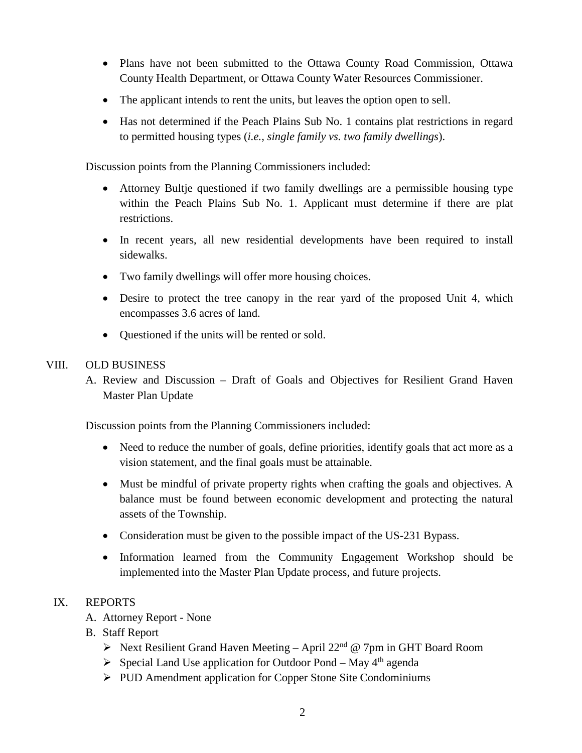- Plans have not been submitted to the Ottawa County Road Commission, Ottawa County Health Department, or Ottawa County Water Resources Commissioner.
- The applicant intends to rent the units, but leaves the option open to sell.
- Has not determined if the Peach Plains Sub No. 1 contains plat restrictions in regard to permitted housing types (*i.e., single family vs. two family dwellings*).

Discussion points from the Planning Commissioners included:

- Attorney Bultje questioned if two family dwellings are a permissible housing type within the Peach Plains Sub No. 1. Applicant must determine if there are plat restrictions.
- In recent years, all new residential developments have been required to install sidewalks.
- Two family dwellings will offer more housing choices.
- Desire to protect the tree canopy in the rear yard of the proposed Unit 4, which encompasses 3.6 acres of land.
- Questioned if the units will be rented or sold.

VIII. OLD BUSINESS

A. Review and Discussion – Draft of Goals and Objectives for Resilient Grand Haven Master Plan Update

Discussion points from the Planning Commissioners included:

- Need to reduce the number of goals, define priorities, identify goals that act more as a vision statement, and the final goals must be attainable.
- Must be mindful of private property rights when crafting the goals and objectives. A balance must be found between economic development and protecting the natural assets of the Township.
- Consideration must be given to the possible impact of the US-231 Bypass.
- Information learned from the Community Engagement Workshop should be implemented into the Master Plan Update process, and future projects.

IX. REPORTS

A. Attorney Report - None

B. Staff Report

- Next Resilient Grand Haven Meeting – April 22nd @ 7pm in GHT Board Room
- Special Land Use application for Outdoor Pond – May 4th agenda
- PUD Amendment application for Copper Stone Site Condominiums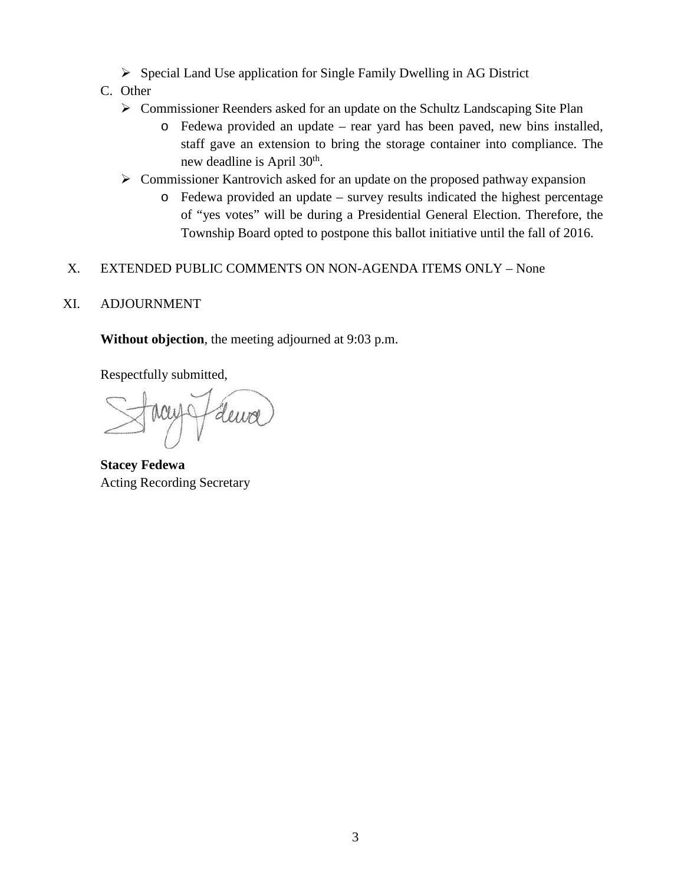- Special Land Use application for Single Family Dwelling in AG District

C. Other
   - Commissioner Reenders asked for an update on the Schultz Landscaping Site Plan
     - Fedewa provided an update – rear yard has been paved, new bins installed, staff gave an extension to bring the storage container into compliance. The new deadline is April 30th.
   - Commissioner Kantrovich asked for an update on the proposed pathway expansion
     - Fedewa provided an update – survey results indicated the highest percentage of "yes votes" will be during a Presidential General Election. Therefore, the Township Board opted to postpone this ballot initiative until the fall of 2016.

X. EXTENDED PUBLIC COMMENTS ON NON-AGENDA ITEMS ONLY – None

XI. ADJOURNMENT

**Without objection**, the meeting adjourned at 9:03 p.m.

Respectfully submitted,

**Stacey Fedewa**
Acting Recording Secretary